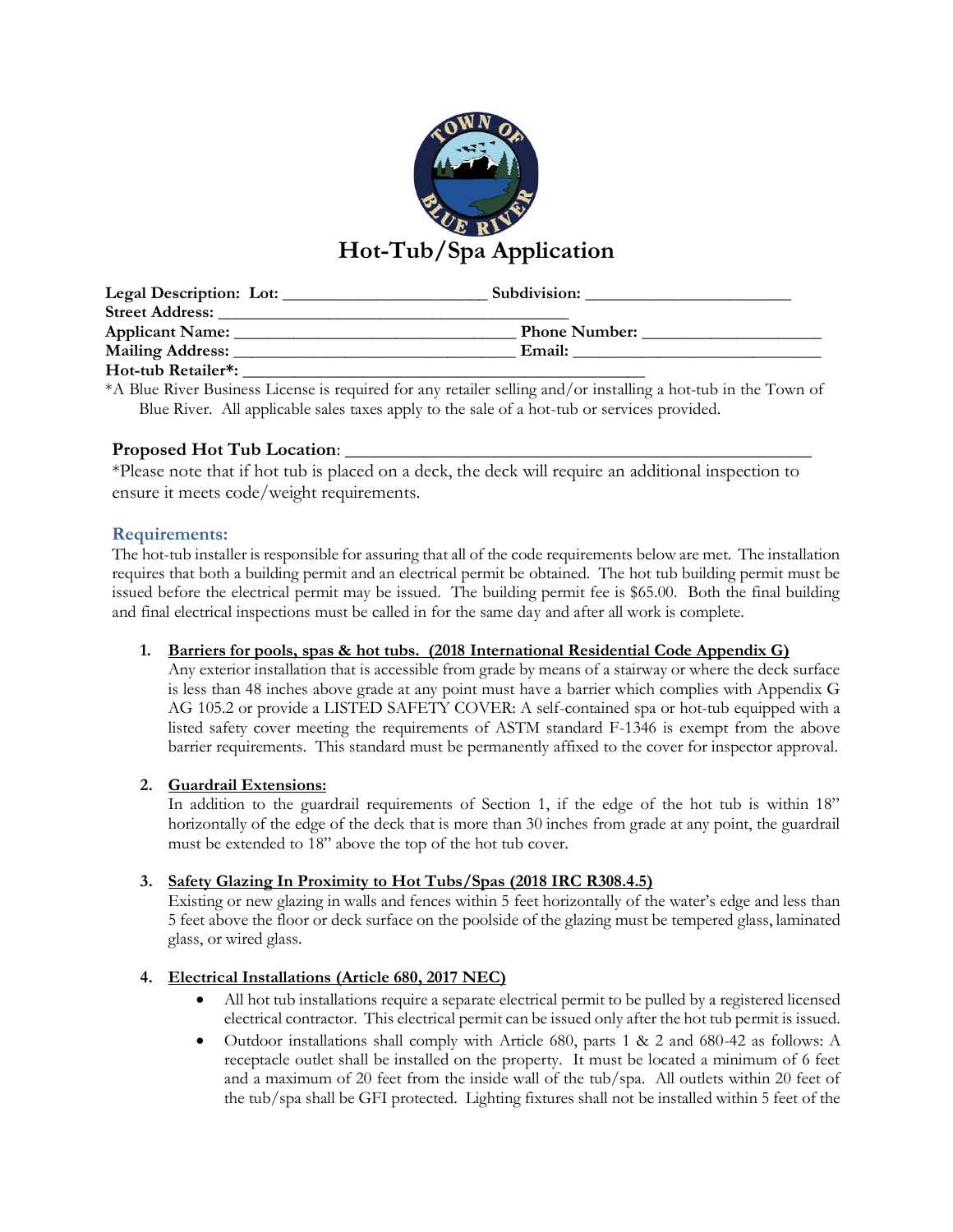# Hot-Tub/Spa Application

**Legal Description: Lot:** ______________________ **Subdivision:** ______________________
**Street Address:** ________________________________________
**Applicant Name:** _______________________________ **Phone Number:** ____________________
**Mailing Address:** _______________________________ **Email:** ____________________________
**Hot-tub Retailer*:** ____________________________________________

*A Blue River Business License is required for any retailer selling and/or installing a hot-tub in the Town of Blue River. All applicable sales taxes apply to the sale of a hot-tub or services provided.

**Proposed Hot Tub Location**: __________________________________________________

*Please note that if hot tub is placed on a deck, the deck will require an additional inspection to ensure it meets code/weight requirements.

## Requirements:

The hot-tub installer is responsible for assuring that all of the code requirements below are met. The installation requires that both a building permit and an electrical permit be obtained. The hot tub building permit must be issued before the electrical permit may be issued. The building permit fee is $65.00. Both the final building and final electrical inspections must be called in for the same day and after all work is complete.

1. **Barriers for pools, spas & hot tubs. (2018 International Residential Code Appendix G)**
   Any exterior installation that is accessible from grade by means of a stairway or where the deck surface is less than 48 inches above grade at any point must have a barrier which complies with Appendix G AG 105.2 or provide a LISTED SAFETY COVER: A self-contained spa or hot-tub equipped with a listed safety cover meeting the requirements of ASTM standard F-1346 is exempt from the above barrier requirements. This standard must be permanently affixed to the cover for inspector approval.

2. **Guardrail Extensions:**
   In addition to the guardrail requirements of Section 1, if the edge of the hot tub is within 18" horizontally of the edge of the deck that is more than 30 inches from grade at any point, the guardrail must be extended to 18" above the top of the hot tub cover.

3. **Safety Glazing In Proximity to Hot Tubs/Spas (2018 IRC R308.4.5)**
   Existing or new glazing in walls and fences within 5 feet horizontally of the water's edge and less than 5 feet above the floor or deck surface on the poolside of the glazing must be tempered glass, laminated glass, or wired glass.

4. **Electrical Installations (Article 680, 2017 NEC)**
   - All hot tub installations require a separate electrical permit to be pulled by a registered licensed electrical contractor. This electrical permit can be issued only after the hot tub permit is issued.
   - Outdoor installations shall comply with Article 680, parts 1 & 2 and 680-42 as follows: A receptacle outlet shall be installed on the property. It must be located a minimum of 6 feet and a maximum of 20 feet from the inside wall of the tub/spa. All outlets within 20 feet of the tub/spa shall be GFI protected. Lighting fixtures shall not be installed within 5 feet of the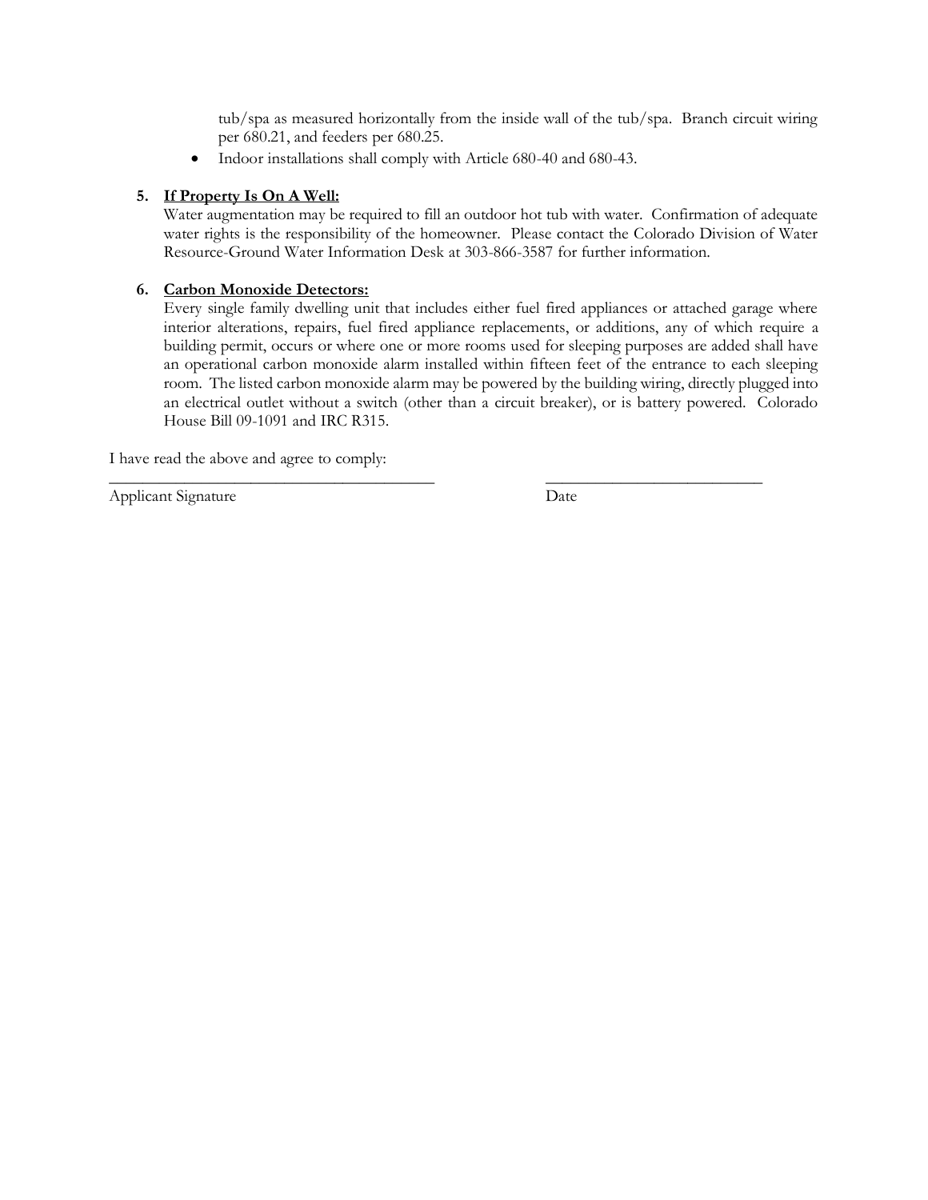tub/spa as measured horizontally from the inside wall of the tub/spa. Branch circuit wiring per 680.21, and feeders per 680.25.

- Indoor installations shall comply with Article 680-40 and 680-43.

5. **If Property Is On A Well:**
   Water augmentation may be required to fill an outdoor hot tub with water. Confirmation of adequate water rights is the responsibility of the homeowner. Please contact the Colorado Division of Water Resource-Ground Water Information Desk at 303-866-3587 for further information.

6. **Carbon Monoxide Detectors:**
   Every single family dwelling unit that includes either fuel fired appliances or attached garage where interior alterations, repairs, fuel fired appliance replacements, or additions, any of which require a building permit, occurs or where one or more rooms used for sleeping purposes are added shall have an operational carbon monoxide alarm installed within fifteen feet of the entrance to each sleeping room. The listed carbon monoxide alarm may be powered by the building wiring, directly plugged into an electrical outlet without a switch (other than a circuit breaker), or is battery powered. Colorado House Bill 09-1091 and IRC R315.

I have read the above and agree to comply:

_________________________________________ ___________________________

Applicant Signature Date